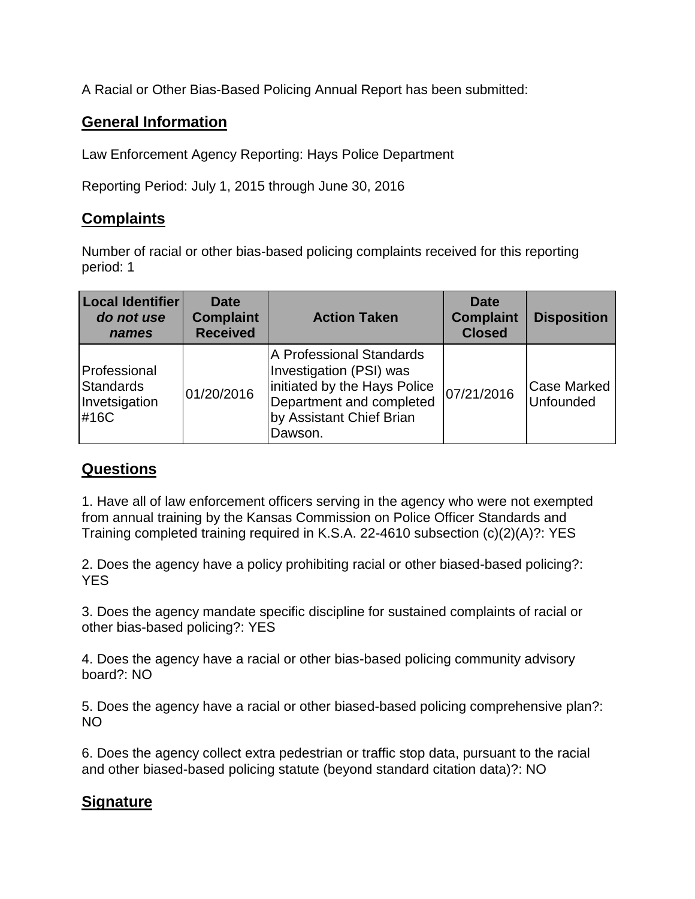A Racial or Other Bias-Based Policing Annual Report has been submitted:

## General Information

Law Enforcement Agency Reporting: Hays Police Department

Reporting Period: July 1, 2015 through June 30, 2016

## Complaints

Number of racial or other bias-based policing complaints received for this reporting period: 1

| Local Identifier *do not use names* | Date Complaint Received | Action Taken | Date Complaint Closed | Disposition |
|---|---|---|---|---|
| Professional Standards Invetsigation #16C | 01/20/2016 | A Professional Standards Investigation (PSI) was initiated by the Hays Police Department and completed by Assistant Chief Brian Dawson. | 07/21/2016 | Case Marked Unfounded |

## Questions

1. Have all of law enforcement officers serving in the agency who were not exempted from annual training by the Kansas Commission on Police Officer Standards and Training completed training required in K.S.A. 22-4610 subsection (c)(2)(A)?: YES

2. Does the agency have a policy prohibiting racial or other biased-based policing?: YES

3. Does the agency mandate specific discipline for sustained complaints of racial or other bias-based policing?: YES

4. Does the agency have a racial or other bias-based policing community advisory board?: NO

5. Does the agency have a racial or other biased-based policing comprehensive plan?: NO

6. Does the agency collect extra pedestrian or traffic stop data, pursuant to the racial and other biased-based policing statute (beyond standard citation data)?: NO

## Signature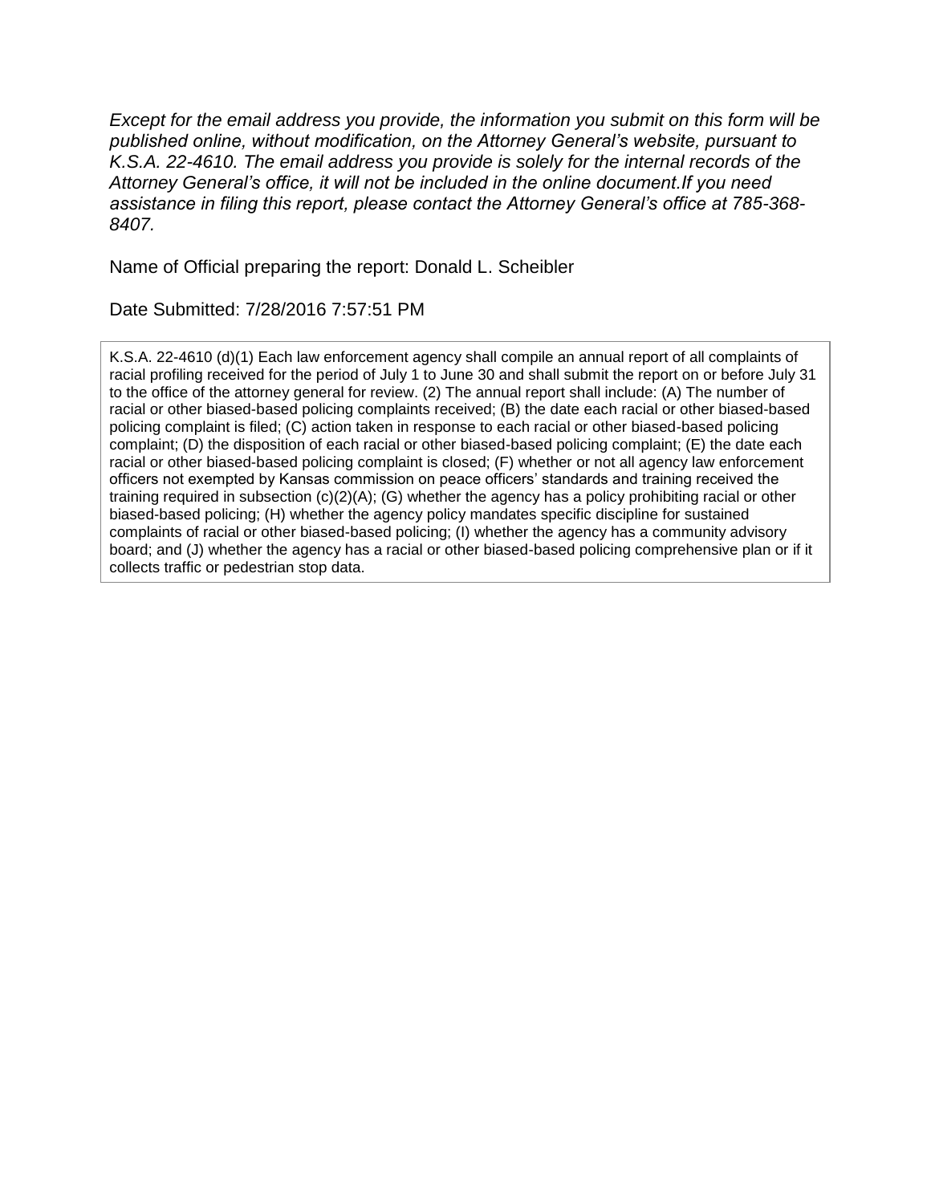*Except for the email address you provide, the information you submit on this form will be published online, without modification, on the Attorney General's website, pursuant to K.S.A. 22-4610. The email address you provide is solely for the internal records of the Attorney General's office, it will not be included in the online document.If you need assistance in filing this report, please contact the Attorney General's office at 785-368-8407.*

Name of Official preparing the report: Donald L. Scheibler

Date Submitted: 7/28/2016 7:57:51 PM

K.S.A. 22-4610 (d)(1) Each law enforcement agency shall compile an annual report of all complaints of racial profiling received for the period of July 1 to June 30 and shall submit the report on or before July 31 to the office of the attorney general for review. (2) The annual report shall include: (A) The number of racial or other biased-based policing complaints received; (B) the date each racial or other biased-based policing complaint is filed; (C) action taken in response to each racial or other biased-based policing complaint; (D) the disposition of each racial or other biased-based policing complaint; (E) the date each racial or other biased-based policing complaint is closed; (F) whether or not all agency law enforcement officers not exempted by Kansas commission on peace officers' standards and training received the training required in subsection (c)(2)(A); (G) whether the agency has a policy prohibiting racial or other biased-based policing; (H) whether the agency policy mandates specific discipline for sustained complaints of racial or other biased-based policing; (I) whether the agency has a community advisory board; and (J) whether the agency has a racial or other biased-based policing comprehensive plan or if it collects traffic or pedestrian stop data.